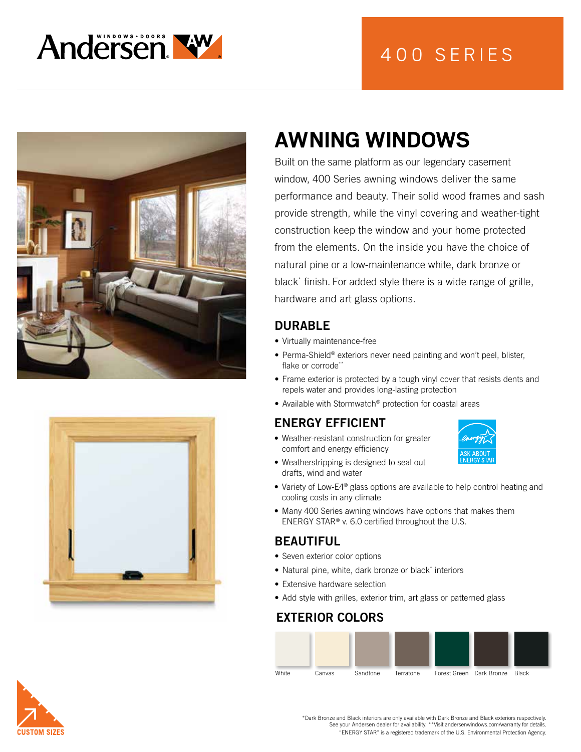# 400 SERIES

## AWNING WINDOWS

Built on the same platform as our legendary casement window, 400 Series awning windows deliver the same performance and beauty. Their solid wood frames and sash provide strength, while the vinyl covering and weather-tight construction keep the window and your home protected from the elements. On the inside you have the choice of natural pine or a low-maintenance white, dark bronze or black* finish. For added style there is a wide range of grille, hardware and art glass options.

### DURABLE

- Virtually maintenance-free
- Perma-Shield® exteriors never need painting and won't peel, blister, flake or corrode**
- Frame exterior is protected by a tough vinyl cover that resists dents and repels water and provides long-lasting protection
- Available with Stormwatch® protection for coastal areas

### ENERGY EFFICIENT

ASK ABOUT ENERGY STAR

- Weather-resistant construction for greater comfort and energy efficiency
- Weatherstripping is designed to seal out drafts, wind and water
- Variety of Low-E4® glass options are available to help control heating and cooling costs in any climate
- Many 400 Series awning windows have options that makes them ENERGY STAR® v. 6.0 certified throughout the U.S.

### BEAUTIFUL

- Seven exterior color options
- Natural pine, white, dark bronze or black* interiors
- Extensive hardware selection
- Add style with grilles, exterior trim, art glass or patterned glass

### EXTERIOR COLORS

White, Canvas, Sandtone, Terratone, Forest Green, Dark Bronze, Black

CUSTOM SIZES

*Dark Bronze and Black interiors are only available with Dark Bronze and Black exteriors respectively. See your Andersen dealer for availability. **Visit andersenwindows.com/warranty for details.
"ENERGY STAR" is a registered trademark of the U.S. Environmental Protection Agency.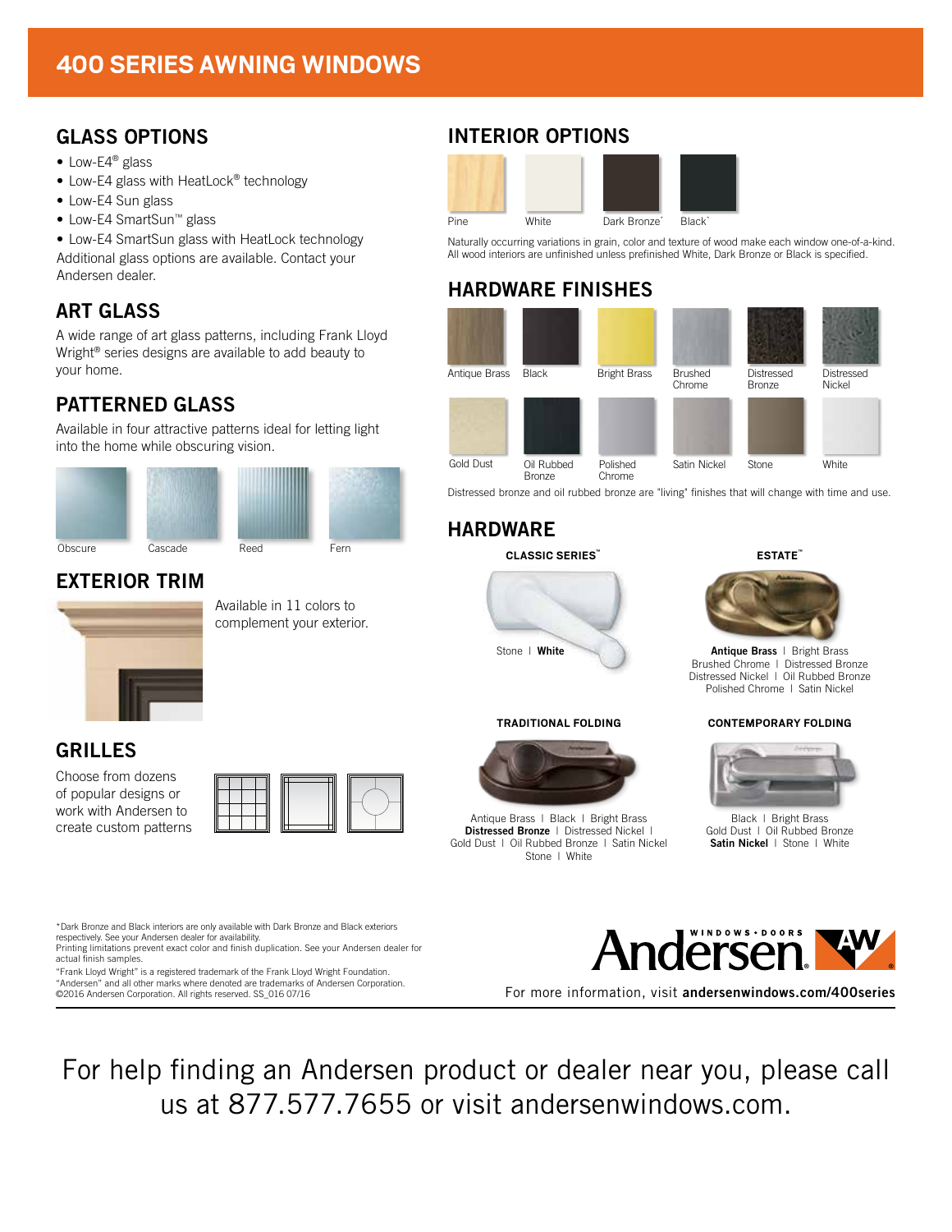# 400 SERIES AWNING WINDOWS

## GLASS OPTIONS

- Low-E4® glass
- Low-E4 glass with HeatLock® technology
- Low-E4 Sun glass
- Low-E4 SmartSun™ glass
- Low-E4 SmartSun glass with HeatLock technology

Additional glass options are available. Contact your Andersen dealer.

## ART GLASS

A wide range of art glass patterns, including Frank Lloyd Wright® series designs are available to add beauty to your home.

## PATTERNED GLASS

Available in four attractive patterns ideal for letting light into the home while obscuring vision.

Obscure | Cascade | Reed | Fern

## EXTERIOR TRIM

Available in 11 colors to complement your exterior.

## GRILLES

Choose from dozens of popular designs or work with Andersen to create custom patterns

## INTERIOR OPTIONS

Pine | White | Dark Bronze* | Black*

Naturally occurring variations in grain, color and texture of wood make each window one-of-a-kind. All wood interiors are unfinished unless prefinished White, Dark Bronze or Black is specified.

## HARDWARE FINISHES

Antique Brass | Black | Bright Brass | Brushed Chrome | Distressed Bronze | Distressed Nickel

Gold Dust | Oil Rubbed Bronze | Polished Chrome | Satin Nickel | Stone | White

Distressed bronze and oil rubbed bronze are "living" finishes that will change with time and use.

## HARDWARE

### CLASSIC SERIES™

Stone | **White**

### ESTATE™

**Antique Brass** | Bright Brass | Brushed Chrome | Distressed Bronze | Distressed Nickel | Oil Rubbed Bronze | Polished Chrome | Satin Nickel

### TRADITIONAL FOLDING

Antique Brass | Black | Bright Brass | **Distressed Bronze** | Distressed Nickel | Gold Dust | Oil Rubbed Bronze | Satin Nickel | Stone | White

### CONTEMPORARY FOLDING

Black | Bright Brass | Gold Dust | Oil Rubbed Bronze | **Satin Nickel** | Stone | White

*Dark Bronze and Black interiors are only available with Dark Bronze and Black exteriors respectively. See your Andersen dealer for availability.
Printing limitations prevent exact color and finish duplication. See your Andersen dealer for actual finish samples.
"Frank Lloyd Wright" is a registered trademark of the Frank Lloyd Wright Foundation.
"Andersen" and all other marks where denoted are trademarks of Andersen Corporation.
©2016 Andersen Corporation. All rights reserved. SS_016 07/16

Andersen WINDOWS • DOORS

For more information, visit **andersenwindows.com/400series**

For help finding an Andersen product or dealer near you, please call us at 877.577.7655 or visit andersenwindows.com.